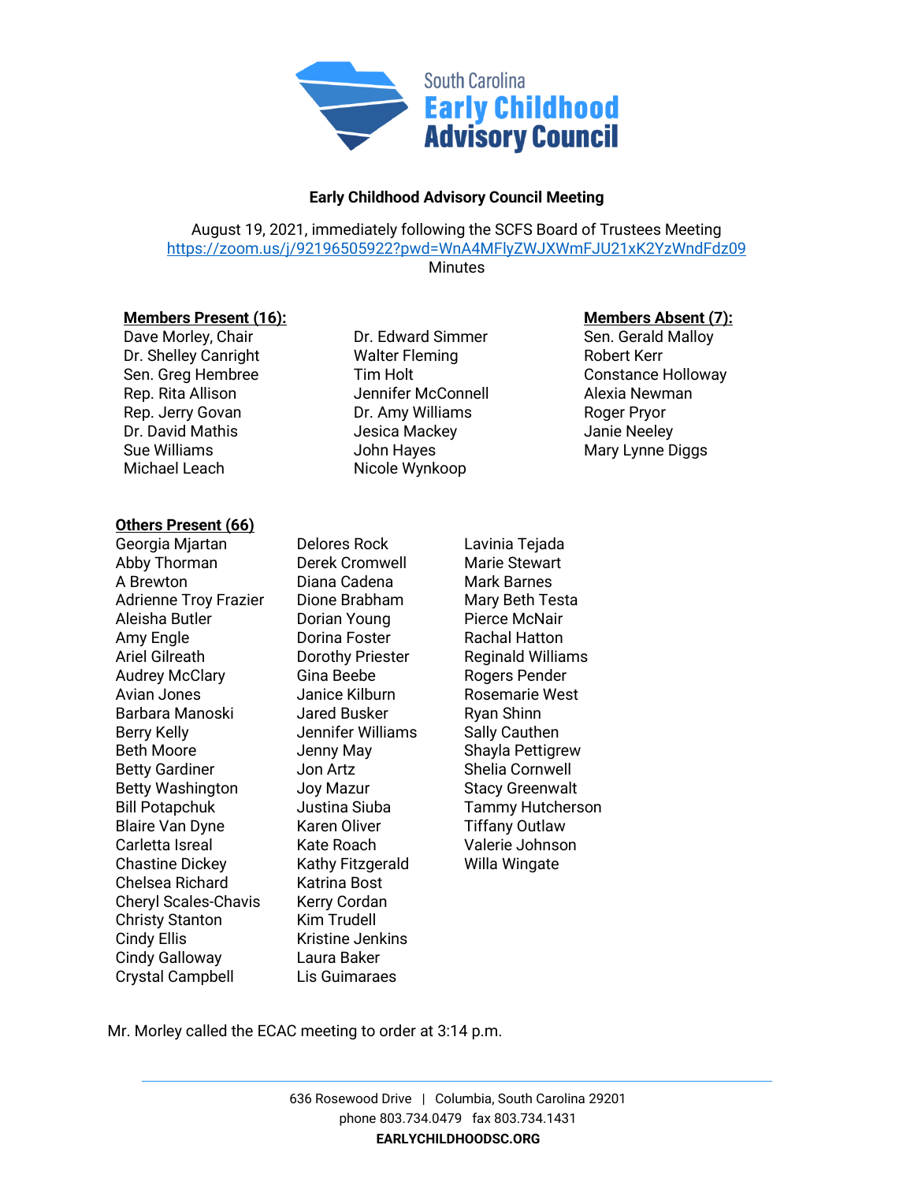South Carolina
**Early Childhood Advisory Council**

**Early Childhood Advisory Council Meeting**

August 19, 2021, immediately following the SCFS Board of Trustees Meeting
https://zoom.us/j/92196505922?pwd=WnA4MFlyZWJXWmFJU21xK2YzWndFdz09
Minutes

**Members Present (16):**

Dave Morley, Chair
Dr. Shelley Canright
Sen. Greg Hembree
Rep. Rita Allison
Rep. Jerry Govan
Dr. David Mathis
Sue Williams
Michael Leach
Dr. Edward Simmer
Walter Fleming
Tim Holt
Jennifer McConnell
Dr. Amy Williams
Jesica Mackey
John Hayes
Nicole Wynkoop

**Members Absent (7):**

Sen. Gerald Malloy
Robert Kerr
Constance Holloway
Alexia Newman
Roger Pryor
Janie Neeley
Mary Lynne Diggs

**Others Present (66)**

Georgia Mjartan
Abby Thorman
A Brewton
Adrienne Troy Frazier
Aleisha Butler
Amy Engle
Ariel Gilreath
Audrey McClary
Avian Jones
Barbara Manoski
Berry Kelly
Beth Moore
Betty Gardiner
Betty Washington
Bill Potapchuk
Blaire Van Dyne
Carletta Isreal
Chastine Dickey
Chelsea Richard
Cheryl Scales-Chavis
Christy Stanton
Cindy Ellis
Cindy Galloway
Crystal Campbell
Delores Rock
Derek Cromwell
Diana Cadena
Dione Brabham
Dorian Young
Dorina Foster
Dorothy Priester
Gina Beebe
Janice Kilburn
Jared Busker
Jennifer Williams
Jenny May
Jon Artz
Joy Mazur
Justina Siuba
Karen Oliver
Kate Roach
Kathy Fitzgerald
Katrina Bost
Kerry Cordan
Kim Trudell
Kristine Jenkins
Laura Baker
Lis Guimaraes
Lavinia Tejada
Marie Stewart
Mark Barnes
Mary Beth Testa
Pierce McNair
Rachal Hatton
Reginald Williams
Rogers Pender
Rosemarie West
Ryan Shinn
Sally Cauthen
Shayla Pettigrew
Shelia Cornwell
Stacy Greenwalt
Tammy Hutcherson
Tiffany Outlaw
Valerie Johnson
Willa Wingate

Mr. Morley called the ECAC meeting to order at 3:14 p.m.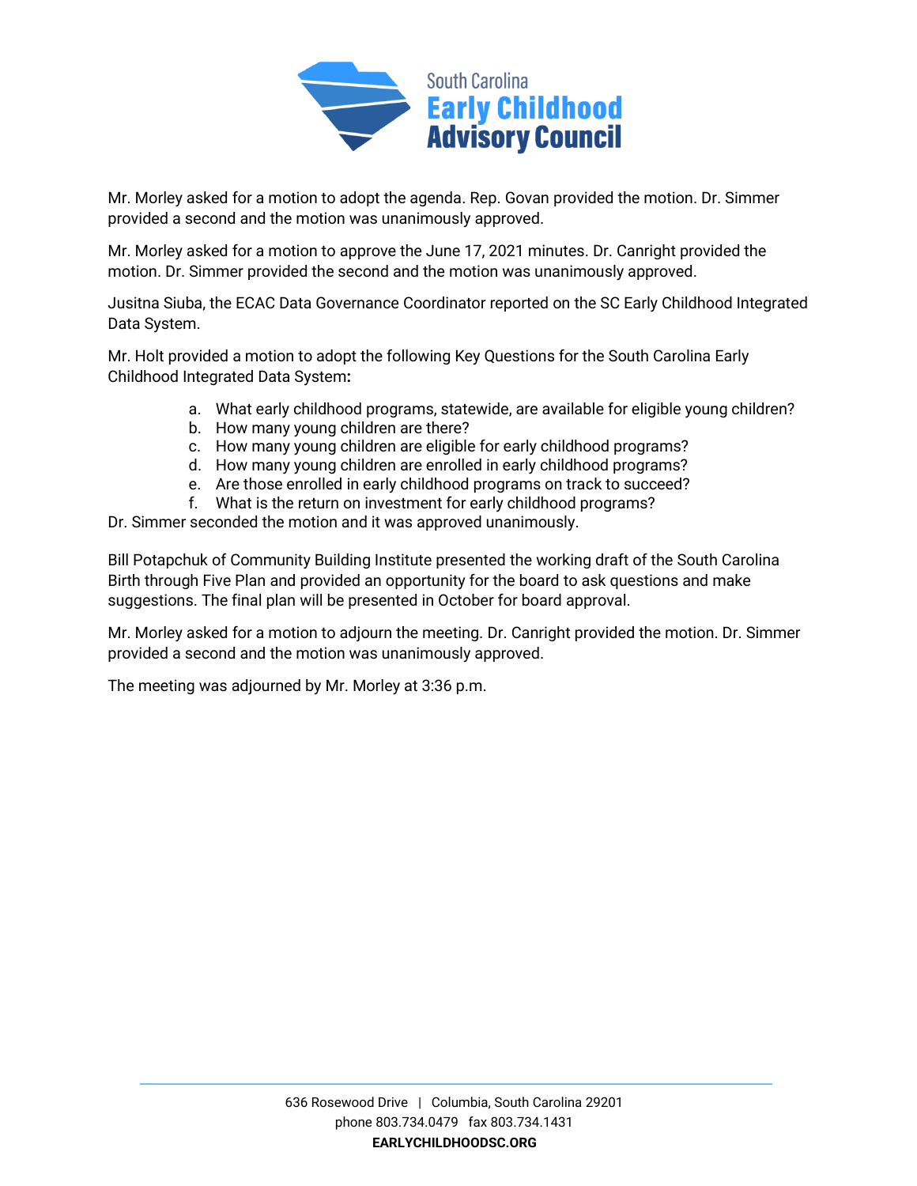Mr. Morley asked for a motion to adopt the agenda. Rep. Govan provided the motion. Dr. Simmer provided a second and the motion was unanimously approved.

Mr. Morley asked for a motion to approve the June 17, 2021 minutes. Dr. Canright provided the motion. Dr. Simmer provided the second and the motion was unanimously approved.

Jusitna Siuba, the ECAC Data Governance Coordinator reported on the SC Early Childhood Integrated Data System.

Mr. Holt provided a motion to adopt the following Key Questions for the South Carolina Early Childhood Integrated Data System**:**

a. What early childhood programs, statewide, are available for eligible young children?
b. How many young children are there?
c. How many young children are eligible for early childhood programs?
d. How many young children are enrolled in early childhood programs?
e. Are those enrolled in early childhood programs on track to succeed?
f. What is the return on investment for early childhood programs?

Dr. Simmer seconded the motion and it was approved unanimously.

Bill Potapchuk of Community Building Institute presented the working draft of the South Carolina Birth through Five Plan and provided an opportunity for the board to ask questions and make suggestions. The final plan will be presented in October for board approval.

Mr. Morley asked for a motion to adjourn the meeting. Dr. Canright provided the motion. Dr. Simmer provided a second and the motion was unanimously approved.

The meeting was adjourned by Mr. Morley at 3:36 p.m.